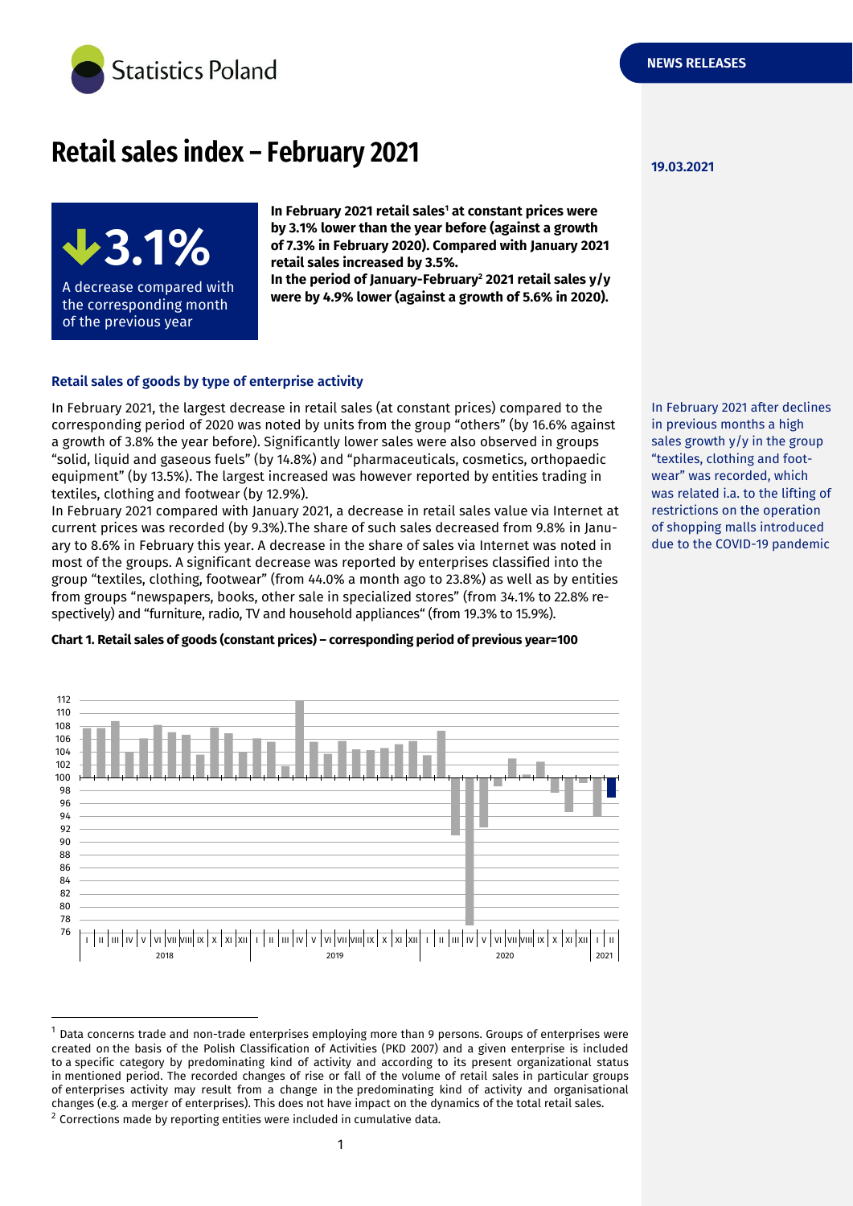# Retail sales index – February 2021

19.03.2021

**↓3.1%**

A decrease compared with the corresponding month of the previous year

**In February 2021 retail sales[1] at constant prices were by 3.1% lower than the year before (against a growth of 7.3% in February 2020). Compared with January 2021 retail sales increased by 3.5%.**
**In the period of January-February[2] 2021 retail sales y/y were by 4.9% lower (against a growth of 5.6% in 2020).**

### Retail sales of goods by type of enterprise activity

In February 2021, the largest decrease in retail sales (at constant prices) compared to the corresponding period of 2020 was noted by units from the group "others" (by 16.6% against a growth of 3.8% the year before). Significantly lower sales were also observed in groups "solid, liquid and gaseous fuels" (by 14.8%) and "pharmaceuticals, cosmetics, orthopaedic equipment" (by 13.5%). The largest increased was however reported by entities trading in textiles, clothing and footwear (by 12.9%).

In February 2021 compared with January 2021, a decrease in retail sales value via Internet at current prices was recorded (by 9.3%).The share of such sales decreased from 9.8% in January to 8.6% in February this year. A decrease in the share of sales via Internet was noted in most of the groups. A significant decrease was reported by enterprises classified into the group "textiles, clothing, footwear" (from 44.0% a month ago to 23.8%) as well as by entities from groups "newspapers, books, other sale in specialized stores" (from 34.1% to 22.8% respectively) and "furniture, radio, TV and household appliances" (from 19.3% to 15.9%).

In February 2021 after declines in previous months a high sales growth y/y in the group "textiles, clothing and footwear" was recorded, which was related i.a. to the lifting of restrictions on the operation of shopping malls introduced due to the COVID-19 pandemic

**Chart 1. Retail sales of goods (constant prices) – corresponding period of previous year=100**

---

[1] Data concerns trade and non-trade enterprises employing more than 9 persons. Groups of enterprises were created on the basis of the Polish Classification of Activities (PKD 2007) and a given enterprise is included to a specific category by predominating kind of activity and according to its present organizational status in mentioned period. The recorded changes of rise or fall of the volume of retail sales in particular groups of enterprises activity may result from a change in the predominating kind of activity and organisational changes (e.g. a merger of enterprises). This does not have impact on the dynamics of the total retail sales.

[2] Corrections made by reporting entities were included in cumulative data.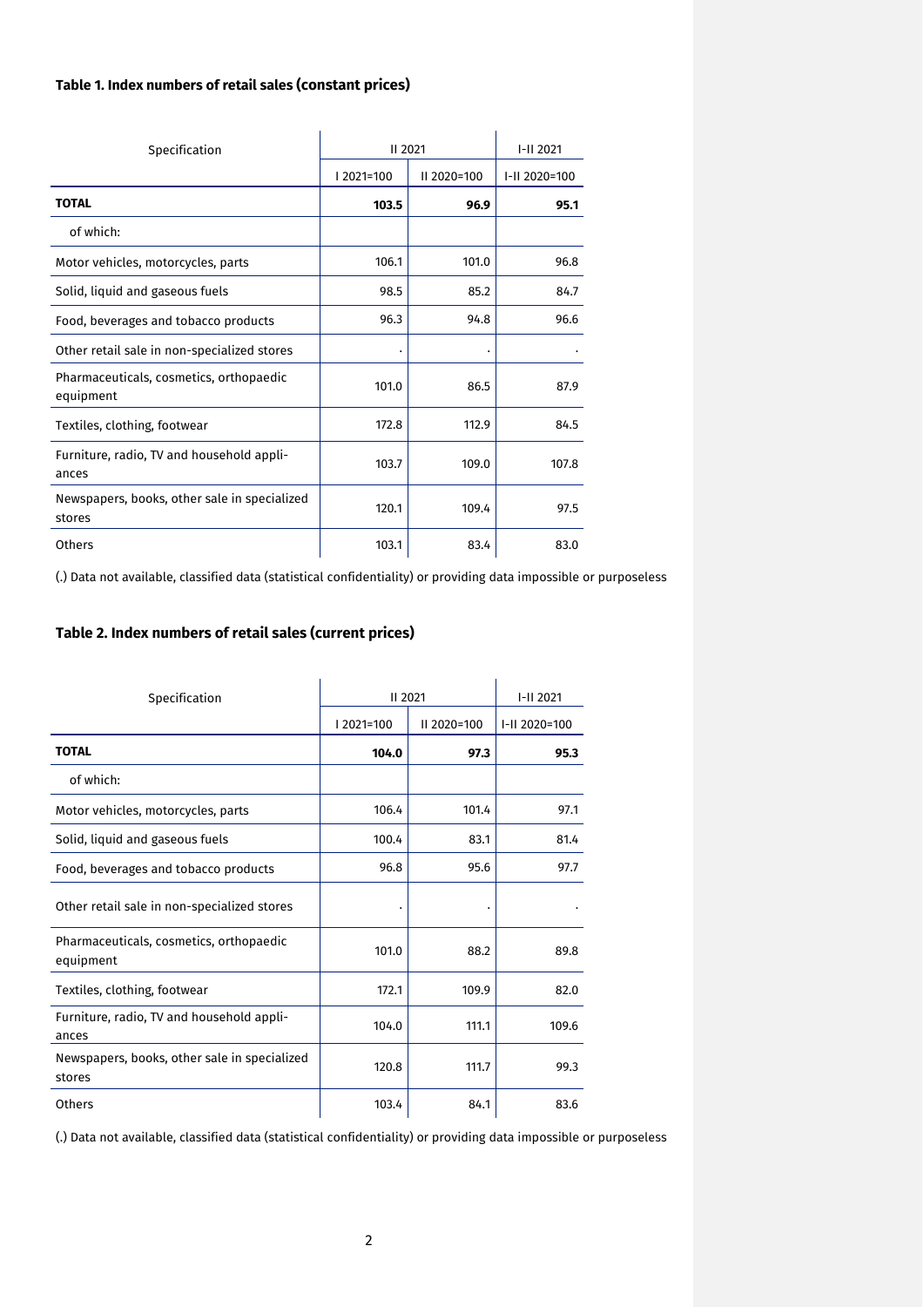### Table 1. Index numbers of retail sales (constant prices)

| Specification | II 2021 | | I-II 2021 |
|---|---|---|---|
| | I 2021=100 | II 2020=100 | I-II 2020=100 |
| **TOTAL** | **103.5** | **96.9** | **95.1** |
| of which: | | | |
| Motor vehicles, motorcycles, parts | 106.1 | 101.0 | 96.8 |
| Solid, liquid and gaseous fuels | 98.5 | 85.2 | 84.7 |
| Food, beverages and tobacco products | 96.3 | 94.8 | 96.6 |
| Other retail sale in non-specialized stores | . | . | . |
| Pharmaceuticals, cosmetics, orthopaedic equipment | 101.0 | 86.5 | 87.9 |
| Textiles, clothing, footwear | 172.8 | 112.9 | 84.5 |
| Furniture, radio, TV and household appliances | 103.7 | 109.0 | 107.8 |
| Newspapers, books, other sale in specialized stores | 120.1 | 109.4 | 97.5 |
| Others | 103.1 | 83.4 | 83.0 |

(.) Data not available, classified data (statistical confidentiality) or providing data impossible or purposeless

### Table 2. Index numbers of retail sales (current prices)

| Specification | II 2021 | | I-II 2021 |
|---|---|---|---|
| | I 2021=100 | II 2020=100 | I-II 2020=100 |
| **TOTAL** | **104.0** | **97.3** | **95.3** |
| of which: | | | |
| Motor vehicles, motorcycles, parts | 106.4 | 101.4 | 97.1 |
| Solid, liquid and gaseous fuels | 100.4 | 83.1 | 81.4 |
| Food, beverages and tobacco products | 96.8 | 95.6 | 97.7 |
| Other retail sale in non-specialized stores | . | . | . |
| Pharmaceuticals, cosmetics, orthopaedic equipment | 101.0 | 88.2 | 89.8 |
| Textiles, clothing, footwear | 172.1 | 109.9 | 82.0 |
| Furniture, radio, TV and household appliances | 104.0 | 111.1 | 109.6 |
| Newspapers, books, other sale in specialized stores | 120.8 | 111.7 | 99.3 |
| Others | 103.4 | 84.1 | 83.6 |

(.) Data not available, classified data (statistical confidentiality) or providing data impossible or purposeless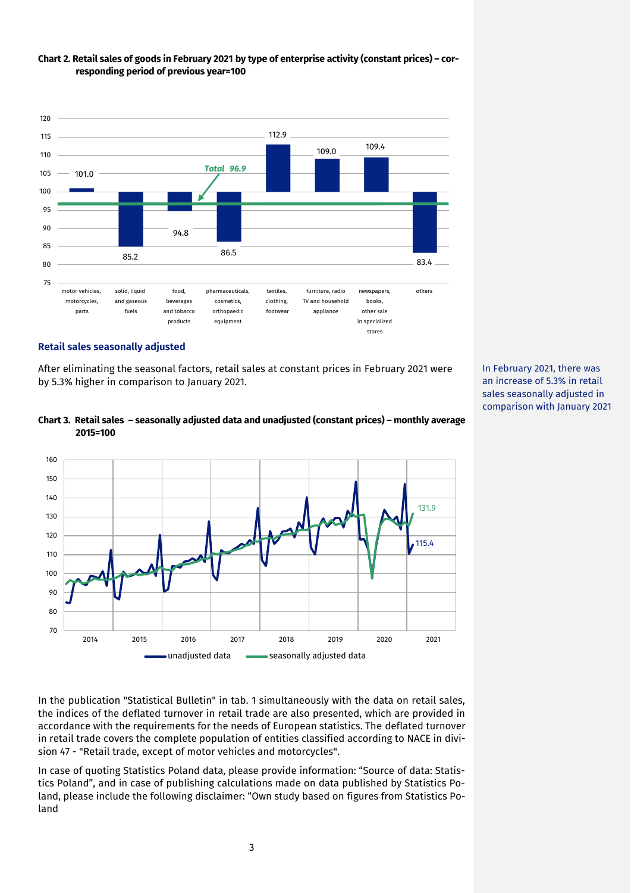**Chart 2. Retail sales of goods in February 2021 by type of enterprise activity (constant prices) – corresponding period of previous year=100**

| Type of enterprise activity | Index |
|---|---|
| motor vehicles, motorcycles, parts | 101.0 |
| solid, liquid and gaseous fuels | 85.2 |
| food, beverages and tobacco products | 94.8 |
| pharmaceuticals, cosmetics, orthopaedic equipment | 86.5 |
| textiles, clothing, footwear | 112.9 |
| furniture, radio TV and household appliance | 109.0 |
| newspapers, books, other sale in specialized stores | 109.4 |
| others | 83.4 |
| *Total* | *96.9* |

## Retail sales seasonally adjusted

After eliminating the seasonal factors, retail sales at constant prices in February 2021 were by 5.3% higher in comparison to January 2021.

In February 2021, there was an increase of 5.3% in retail sales seasonally adjusted in comparison with January 2021

**Chart 3. Retail sales – seasonally adjusted data and unadjusted (constant prices) – monthly average 2015=100**

Latest values (February 2021): seasonally adjusted data 131.9; unadjusted data 115.4.

In the publication "Statistical Bulletin" in tab. 1 simultaneously with the data on retail sales, the indices of the deflated turnover in retail trade are also presented, which are provided in accordance with the requirements for the needs of European statistics. The deflated turnover in retail trade covers the complete population of entities classified according to NACE in division 47 - "Retail trade, except of motor vehicles and motorcycles".

In case of quoting Statistics Poland data, please provide information: "Source of data: Statistics Poland", and in case of publishing calculations made on data published by Statistics Poland, please include the following disclaimer: "Own study based on figures from Statistics Poland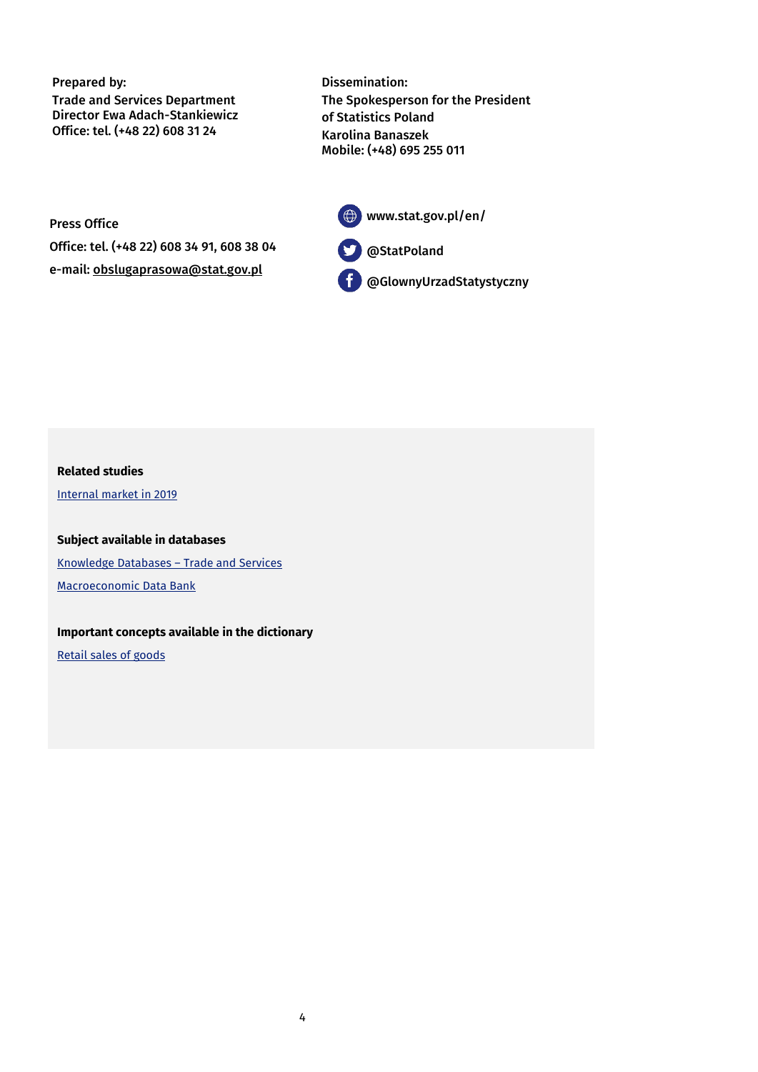**Prepared by:**
**Trade and Services Department**
**Director Ewa Adach-Stankiewicz**
**Office: tel. (+48 22) 608 31 24**

**Dissemination:**
**The Spokesperson for the President of Statistics Poland**
**Karolina Banaszek**
**Mobile: (+48) 695 255 011**

**Press Office**
**Office: tel. (+48 22) 608 34 91, 608 38 04**
**e-mail: obslugaprasowa@stat.gov.pl**

**www.stat.gov.pl/en/**

**@StatPoland**

**@GlownyUrzadStatystyczny**

**Related studies**

Internal market in 2019

**Subject available in databases**

Knowledge Databases – Trade and Services

Macroeconomic Data Bank

**Important concepts available in the dictionary**

Retail sales of goods